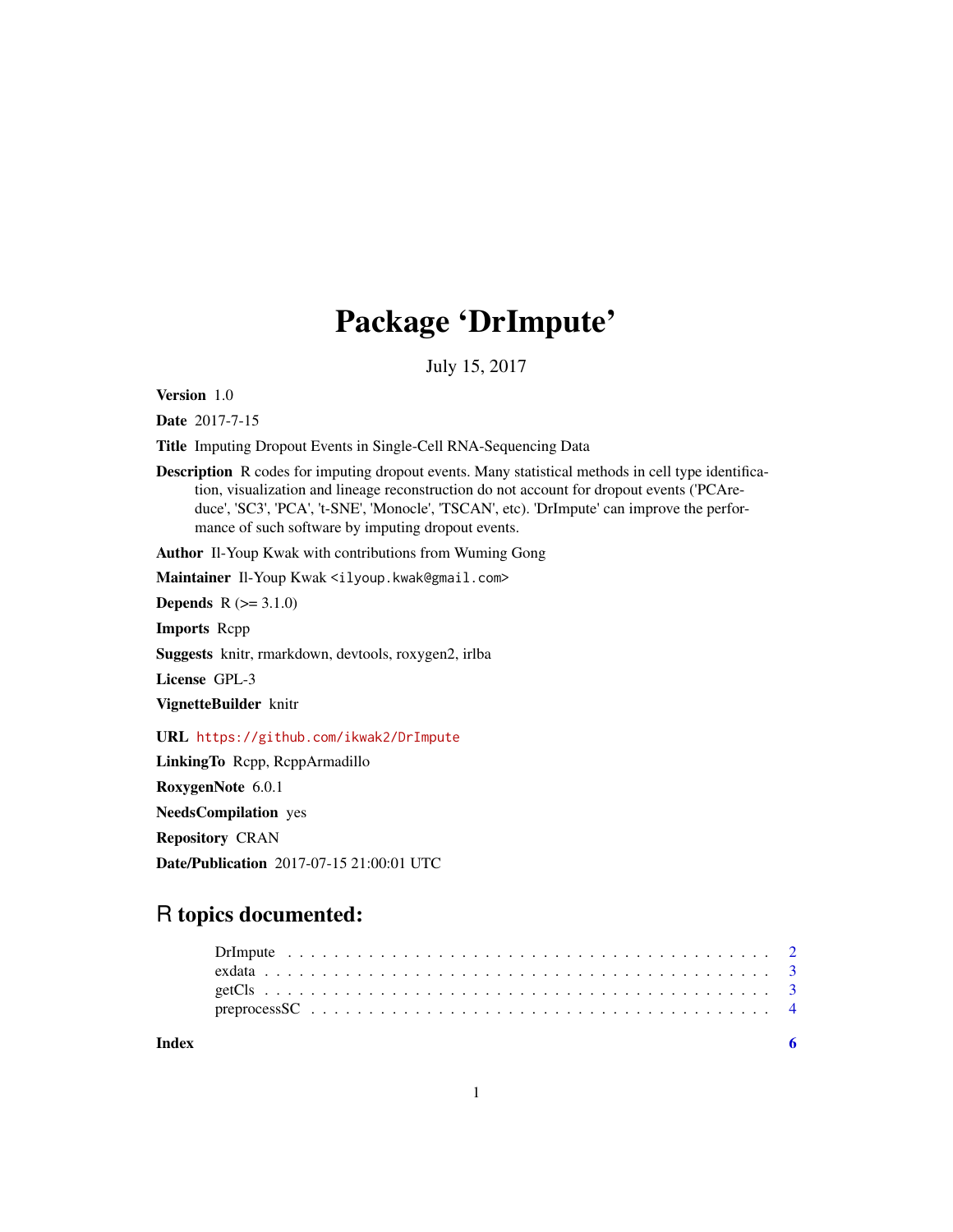# Package 'DrImpute'

July 15, 2017

**Version** 1.0

**Date** 2017-7-15

**Title** Imputing Dropout Events in Single-Cell RNA-Sequencing Data

**Description** R codes for imputing dropout events. Many statistical methods in cell type identification, visualization and lineage reconstruction do not account for dropout events ('PCAreduce', 'SC3', 'PCA', 't-SNE', 'Monocle', 'TSCAN', etc). 'DrImpute' can improve the performance of such software by imputing dropout events.

**Author** Il-Youp Kwak with contributions from Wuming Gong

**Maintainer** Il-Youp Kwak <ilyoup.kwak@gmail.com>

**Depends** R (>= 3.1.0)

**Imports** Rcpp

**Suggests** knitr, rmarkdown, devtools, roxygen2, irlba

**License** GPL-3

**VignetteBuilder** knitr

**URL** https://github.com/ikwak2/DrImpute

**LinkingTo** Rcpp, RcppArmadillo

**RoxygenNote** 6.0.1

**NeedsCompilation** yes

**Repository** CRAN

**Date/Publication** 2017-07-15 21:00:01 UTC

## R topics documented:

- DrImpute . . . . . . . . . . . . . . . . . . . . . . . . . . . . . . . . . . . . . . . . 2
- exdata . . . . . . . . . . . . . . . . . . . . . . . . . . . . . . . . . . . . . . . . . 3
- getCls . . . . . . . . . . . . . . . . . . . . . . . . . . . . . . . . . . . . . . . . . 3
- preprocessSC . . . . . . . . . . . . . . . . . . . . . . . . . . . . . . . . . . . . . . 4

**Index** 6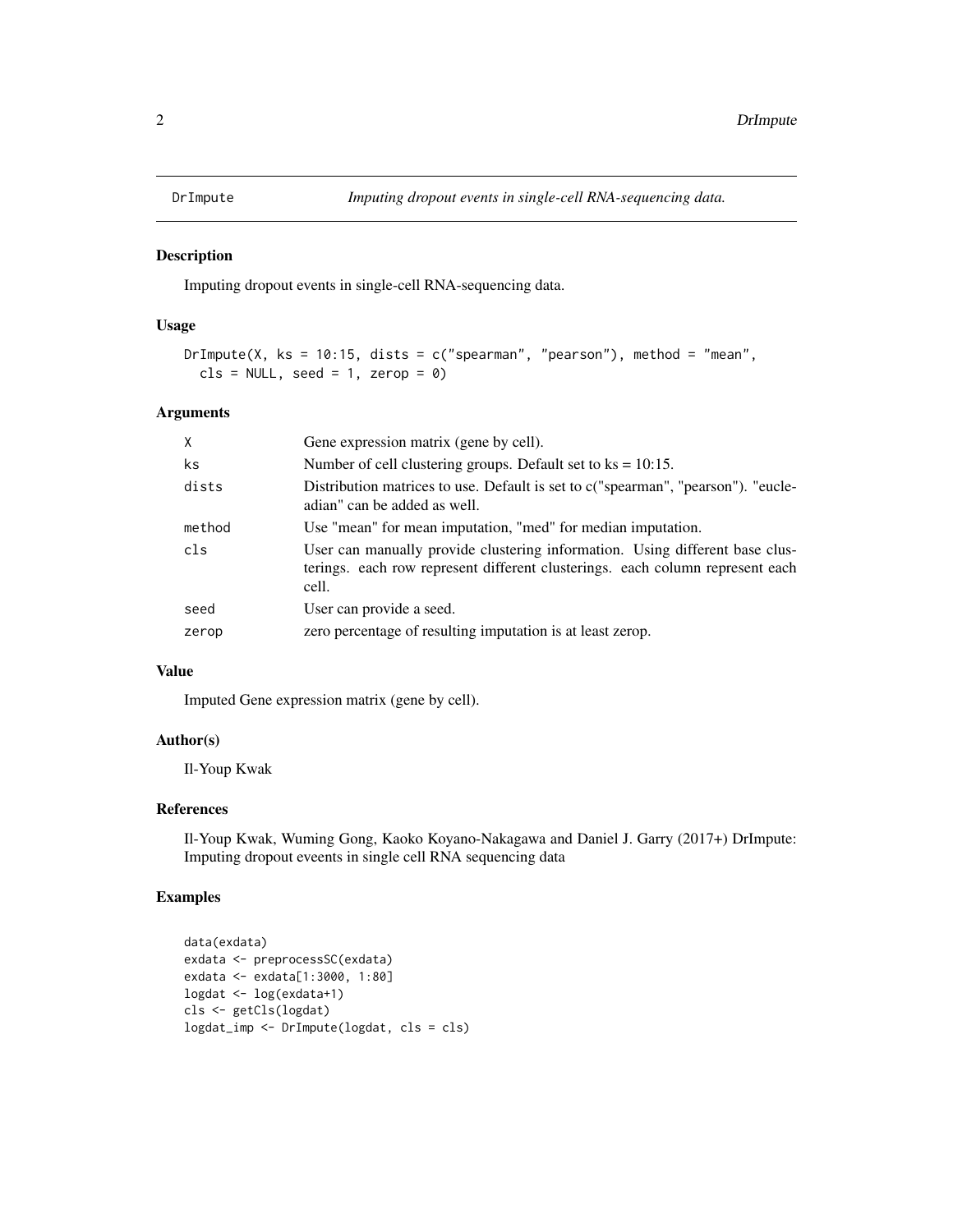DrImpute *Imputing dropout events in single-cell RNA-sequencing data.*

## Description

Imputing dropout events in single-cell RNA-sequencing data.

## Usage

```
DrImpute(X, ks = 10:15, dists = c("spearman", "pearson"), method = "mean",
  cls = NULL, seed = 1, zerop = 0)
```

## Arguments

| | |
|---|---|
| X | Gene expression matrix (gene by cell). |
| ks | Number of cell clustering groups. Default set to ks = 10:15. |
| dists | Distribution matrices to use. Default is set to c("spearman", "pearson"). "eucleadian" can be added as well. |
| method | Use "mean" for mean imputation, "med" for median imputation. |
| cls | User can manually provide clustering information. Using different base clusterings. each row represent different clusterings. each column represent each cell. |
| seed | User can provide a seed. |
| zerop | zero percentage of resulting imputation is at least zerop. |

## Value

Imputed Gene expression matrix (gene by cell).

## Author(s)

Il-Youp Kwak

## References

Il-Youp Kwak, Wuming Gong, Kaoko Koyano-Nakagawa and Daniel J. Garry (2017+) DrImpute: Imputing dropout eveents in single cell RNA sequencing data

## Examples

```
data(exdata)
exdata <- preprocessSC(exdata)
exdata <- exdata[1:3000, 1:80]
logdat <- log(exdata+1)
cls <- getCls(logdat)
logdat_imp <- DrImpute(logdat, cls = cls)
```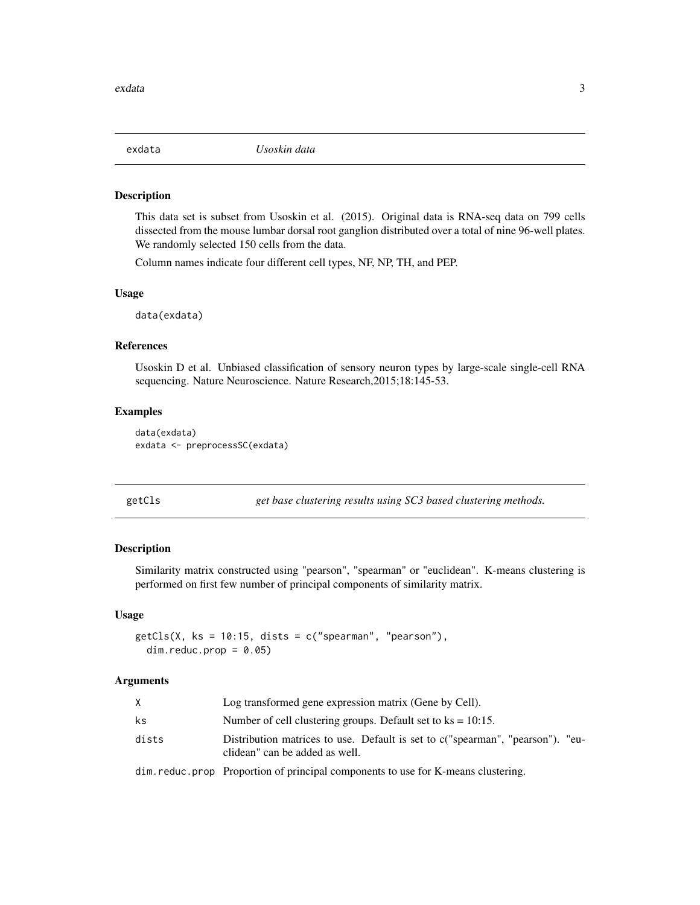## exdata — *Usoskin data*

### Description

This data set is subset from Usoskin et al. (2015). Original data is RNA-seq data on 799 cells dissected from the mouse lumbar dorsal root ganglion distributed over a total of nine 96-well plates. We randomly selected 150 cells from the data.

Column names indicate four different cell types, NF, NP, TH, and PEP.

### Usage

```
data(exdata)
```

### References

Usoskin D et al. Unbiased classification of sensory neuron types by large-scale single-cell RNA sequencing. Nature Neuroscience. Nature Research,2015;18:145-53.

### Examples

```
data(exdata)
exdata <- preprocessSC(exdata)
```

## getCls — *get base clustering results using SC3 based clustering methods.*

### Description

Similarity matrix constructed using "pearson", "spearman" or "euclidean". K-means clustering is performed on first few number of principal components of similarity matrix.

### Usage

```
getCls(X, ks = 10:15, dists = c("spearman", "pearson"),
  dim.reduc.prop = 0.05)
```

### Arguments

| Argument | Description |
|---|---|
| X | Log transformed gene expression matrix (Gene by Cell). |
| ks | Number of cell clustering groups. Default set to ks = 10:15. |
| dists | Distribution matrices to use. Default is set to c("spearman", "pearson"). "euclidean" can be added as well. |
| dim.reduc.prop | Proportion of principal components to use for K-means clustering. |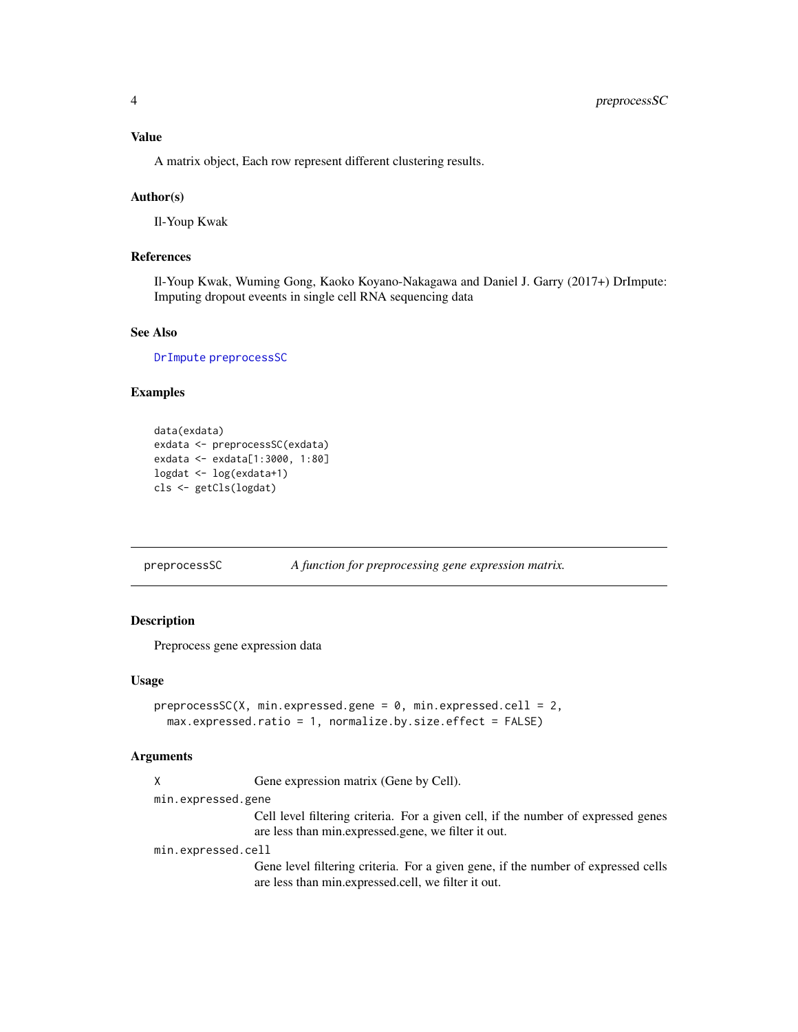### Value

A matrix object, Each row represent different clustering results.

### Author(s)

Il-Youp Kwak

### References

Il-Youp Kwak, Wuming Gong, Kaoko Koyano-Nakagawa and Daniel J. Garry (2017+) DrImpute: Imputing dropout eveents in single cell RNA sequencing data

### See Also

`DrImpute` `preprocessSC`

### Examples

```
data(exdata)
exdata <- preprocessSC(exdata)
exdata <- exdata[1:3000, 1:80]
logdat <- log(exdata+1)
cls <- getCls(logdat)
```

---

## preprocessSC — *A function for preprocessing gene expression matrix.*

---

### Description

Preprocess gene expression data

### Usage

```
preprocessSC(X, min.expressed.gene = 0, min.expressed.cell = 2,
  max.expressed.ratio = 1, normalize.by.size.effect = FALSE)
```

### Arguments

`X` — Gene expression matrix (Gene by Cell).

`min.expressed.gene` — Cell level filtering criteria. For a given cell, if the number of expressed genes are less than min.expressed.gene, we filter it out.

`min.expressed.cell` — Gene level filtering criteria. For a given gene, if the number of expressed cells are less than min.expressed.cell, we filter it out.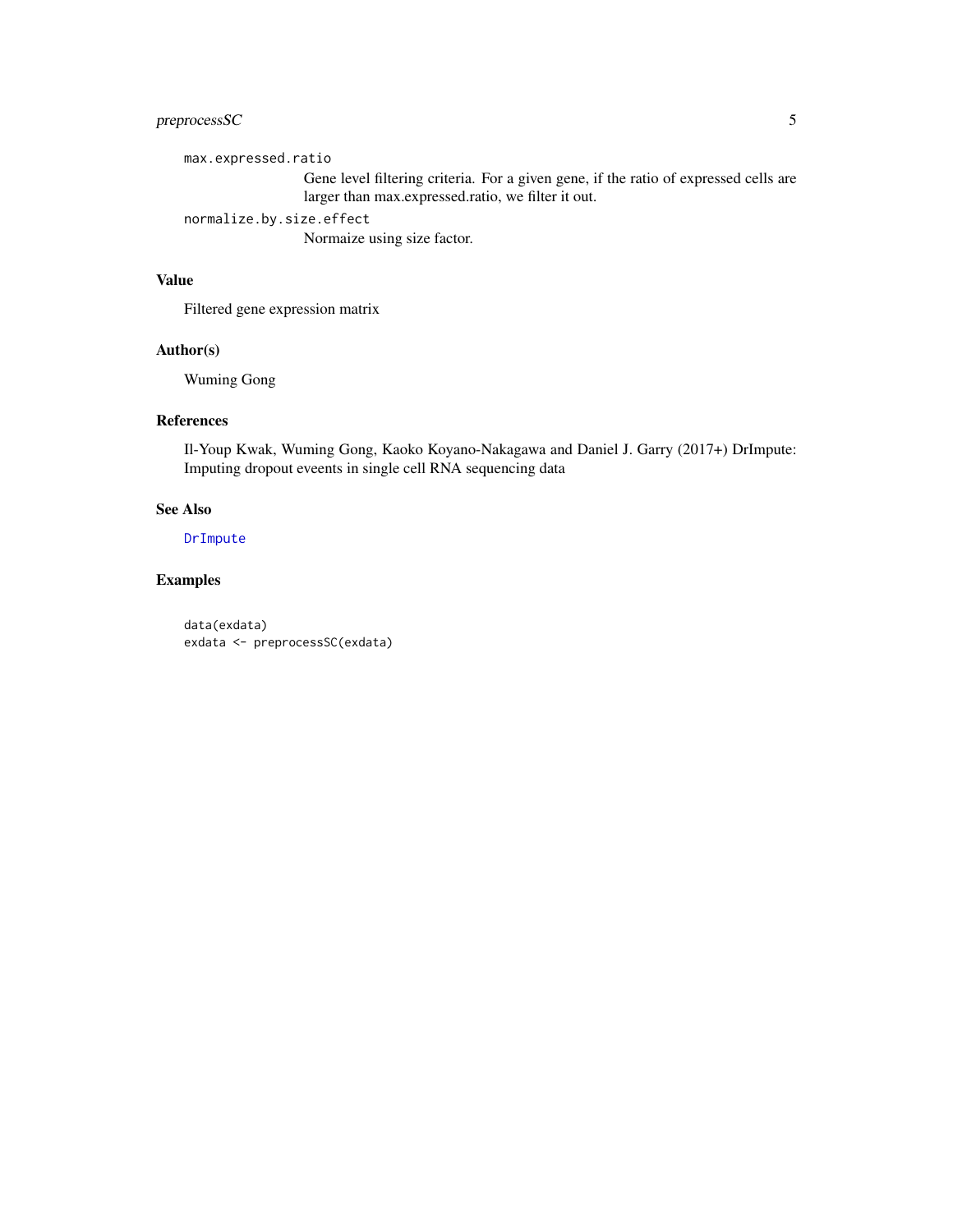`max.expressed.ratio`
: Gene level filtering criteria. For a given gene, if the ratio of expressed cells are larger than max.expressed.ratio, we filter it out.

`normalize.by.size.effect`
: Normaize using size factor.

## Value

Filtered gene expression matrix

## Author(s)

Wuming Gong

## References

Il-Youp Kwak, Wuming Gong, Kaoko Koyano-Nakagawa and Daniel J. Garry (2017+) DrImpute: Imputing dropout eveents in single cell RNA sequencing data

## See Also

DrImpute

## Examples

```
data(exdata)
exdata <- preprocessSC(exdata)
```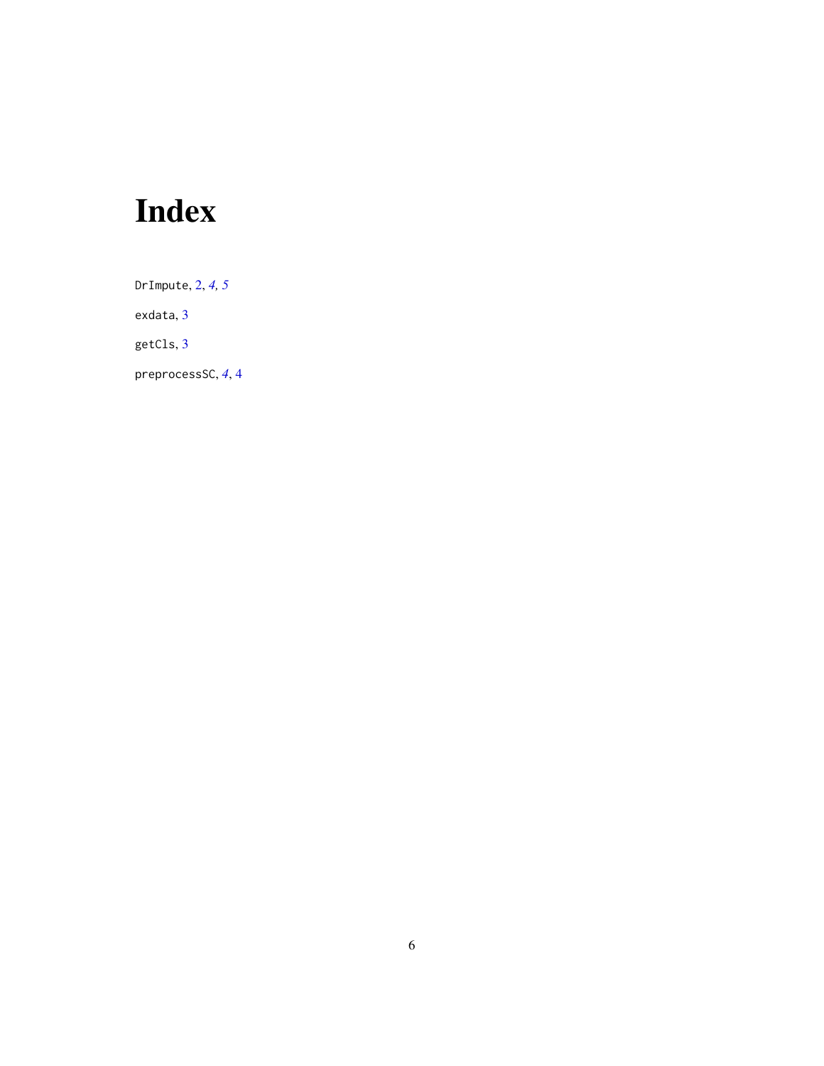# Index

DrImpute, 2, *4, 5*

exdata, 3

getCls, 3

preprocessSC, *4*, 4